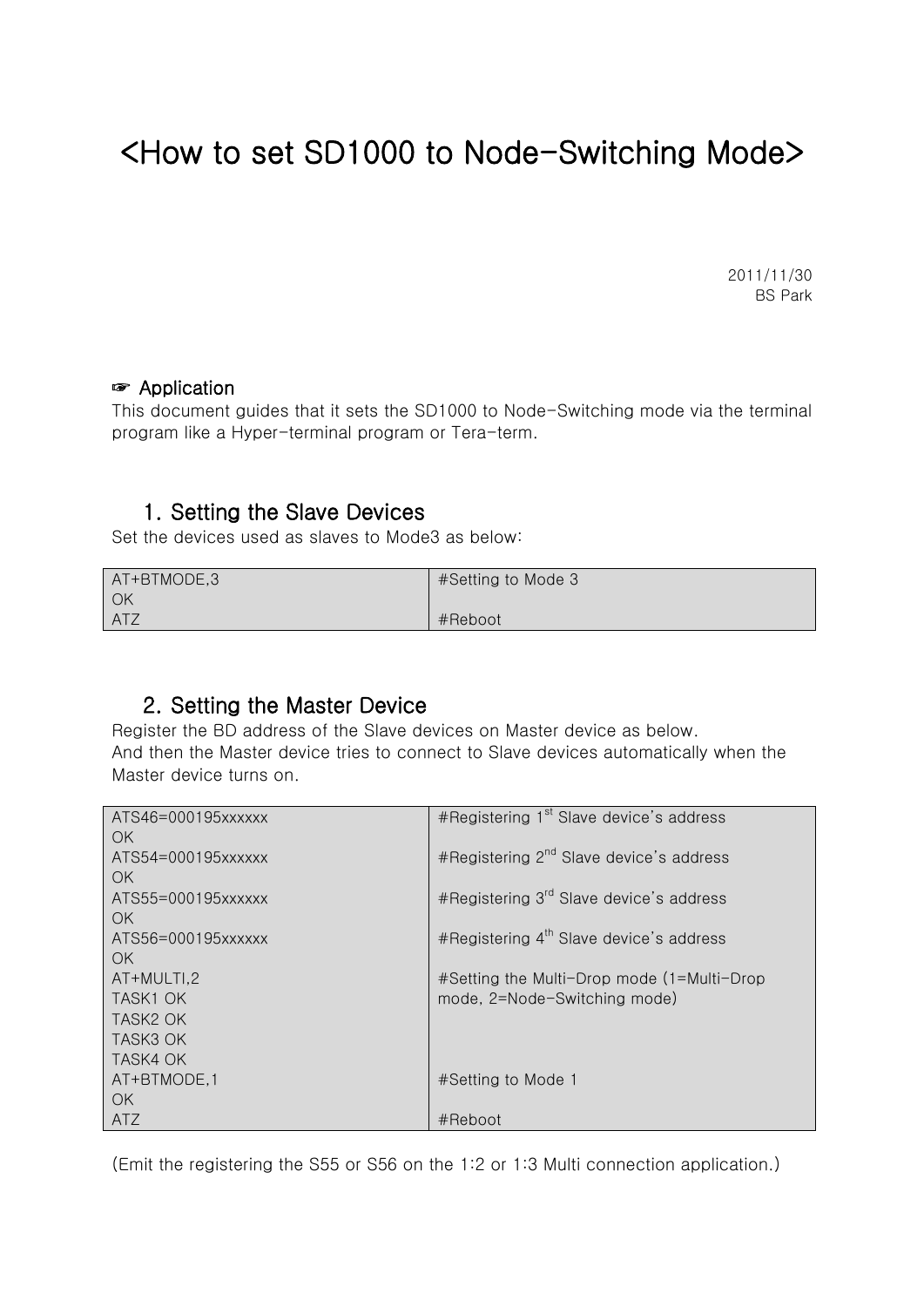# <How to set SD1000 to Node-Switching Mode>

2011/11/30
BS Park

☞ **Application**

This document guides that it sets the SD1000 to Node-Switching mode via the terminal program like a Hyper-terminal program or Tera-term.

## 1. Setting the Slave Devices

Set the devices used as slaves to Mode3 as below:

| AT+BTMODE,3<br>OK<br>ATZ | #Setting to Mode 3<br><br>#Reboot |
|---|---|

## 2. Setting the Master Device

Register the BD address of the Slave devices on Master device as below.
And then the Master device tries to connect to Slave devices automatically when the Master device turns on.

| ATS46=000195xxxxxx<br>OK<br>ATS54=000195xxxxxx<br>OK<br>ATS55=000195xxxxxx<br>OK<br>ATS56=000195xxxxxx<br>OK<br>AT+MULTI,2<br>TASK1 OK<br>TASK2 OK<br>TASK3 OK<br>TASK4 OK<br>AT+BTMODE,1<br>OK<br>ATZ | #Registering 1st Slave device's address<br><br>#Registering 2nd Slave device's address<br><br>#Registering 3rd Slave device's address<br><br>#Registering 4th Slave device's address<br><br>#Setting the Multi-Drop mode (1=Multi-Drop mode, 2=Node-Switching mode)<br><br><br><br>#Setting to Mode 1<br><br>#Reboot |
|---|---|

(Emit the registering the S55 or S56 on the 1:2 or 1:3 Multi connection application.)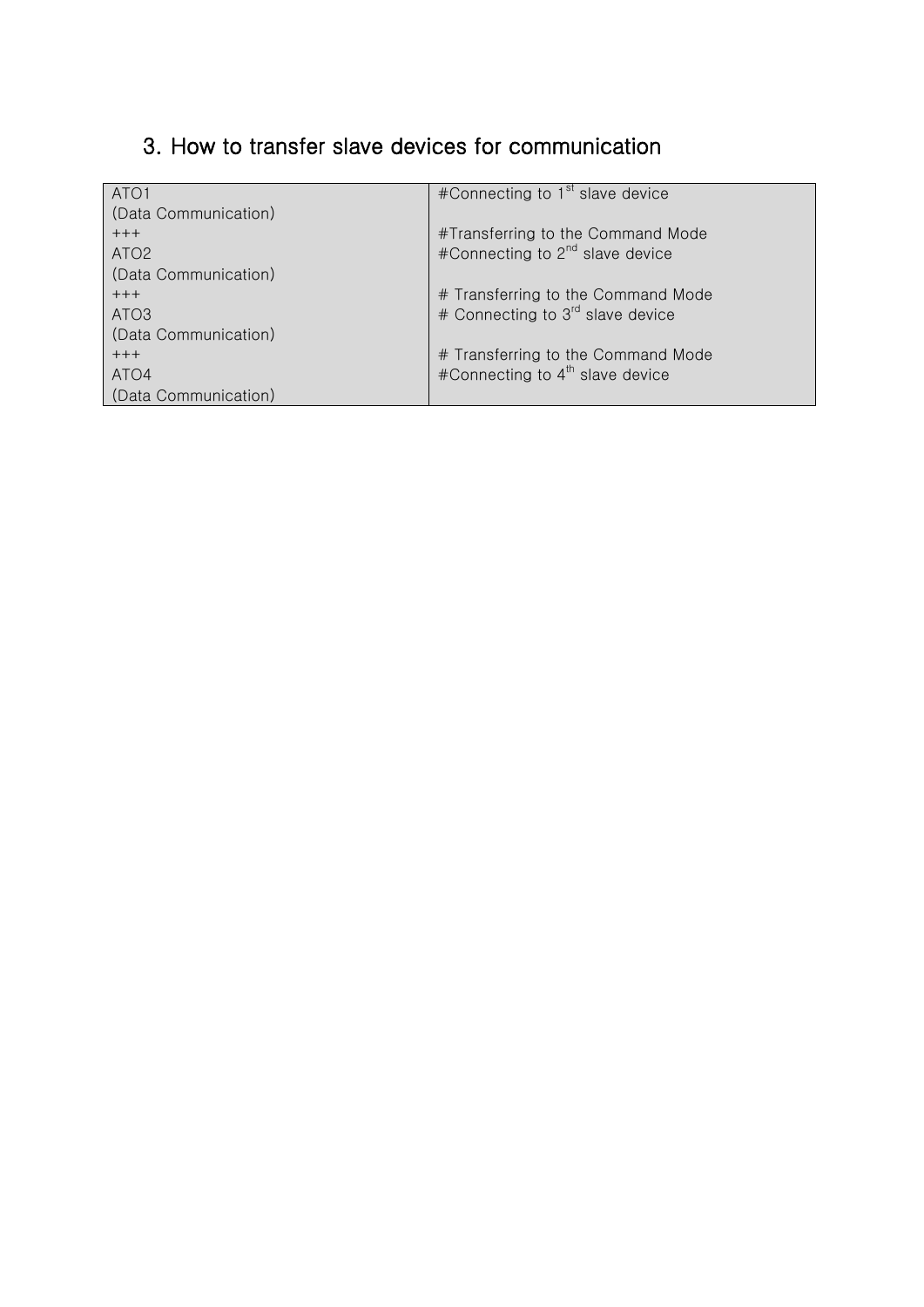## 3. How to transfer slave devices for communication

| | |
|---|---|
| ATO1<br>(Data Communication)<br>+++<br>ATO2<br>(Data Communication)<br>+++<br>ATO3<br>(Data Communication)<br>+++<br>ATO4<br>(Data Communication) | #Connecting to 1st slave device<br><br>#Transferring to the Command Mode<br>#Connecting to 2nd slave device<br><br># Transferring to the Command Mode<br># Connecting to 3rd slave device<br><br># Transferring to the Command Mode<br>#Connecting to 4th slave device |